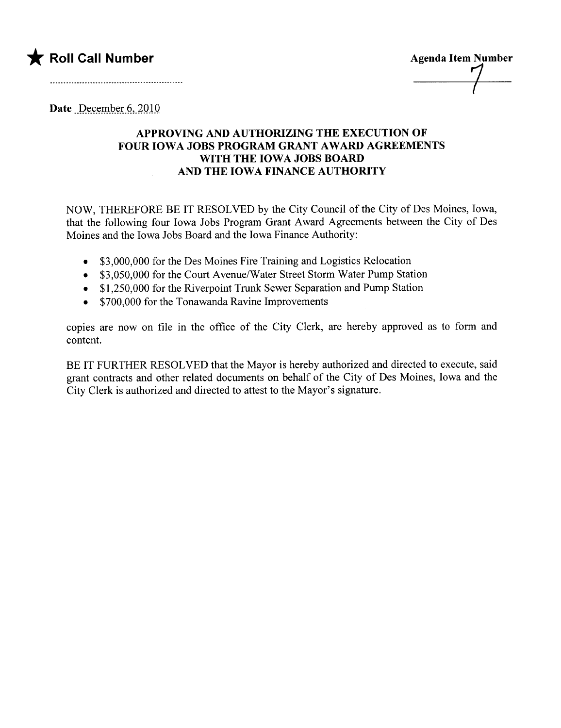★ **Roll Call Number**

..................................................

**Agenda Item Number**

7

**Date** December 6, 2010

### APPROVING AND AUTHORIZING THE EXECUTION OF FOUR IOWA JOBS PROGRAM GRANT AWARD AGREEMENTS WITH THE IOWA JOBS BOARD AND THE IOWA FINANCE AUTHORITY

NOW, THEREFORE BE IT RESOLVED by the City Council of the City of Des Moines, Iowa, that the following four Iowa Jobs Program Grant Award Agreements between the City of Des Moines and the Iowa Jobs Board and the Iowa Finance Authority:

- $3,000,000 for the Des Moines Fire Training and Logistics Relocation
- $3,050,000 for the Court Avenue/Water Street Storm Water Pump Station
- $1,250,000 for the Riverpoint Trunk Sewer Separation and Pump Station
- $700,000 for the Tonawanda Ravine Improvements

copies are now on file in the office of the City Clerk, are hereby approved as to form and content.

BE IT FURTHER RESOLVED that the Mayor is hereby authorized and directed to execute, said grant contracts and other related documents on behalf of the City of Des Moines, Iowa and the City Clerk is authorized and directed to attest to the Mayor's signature.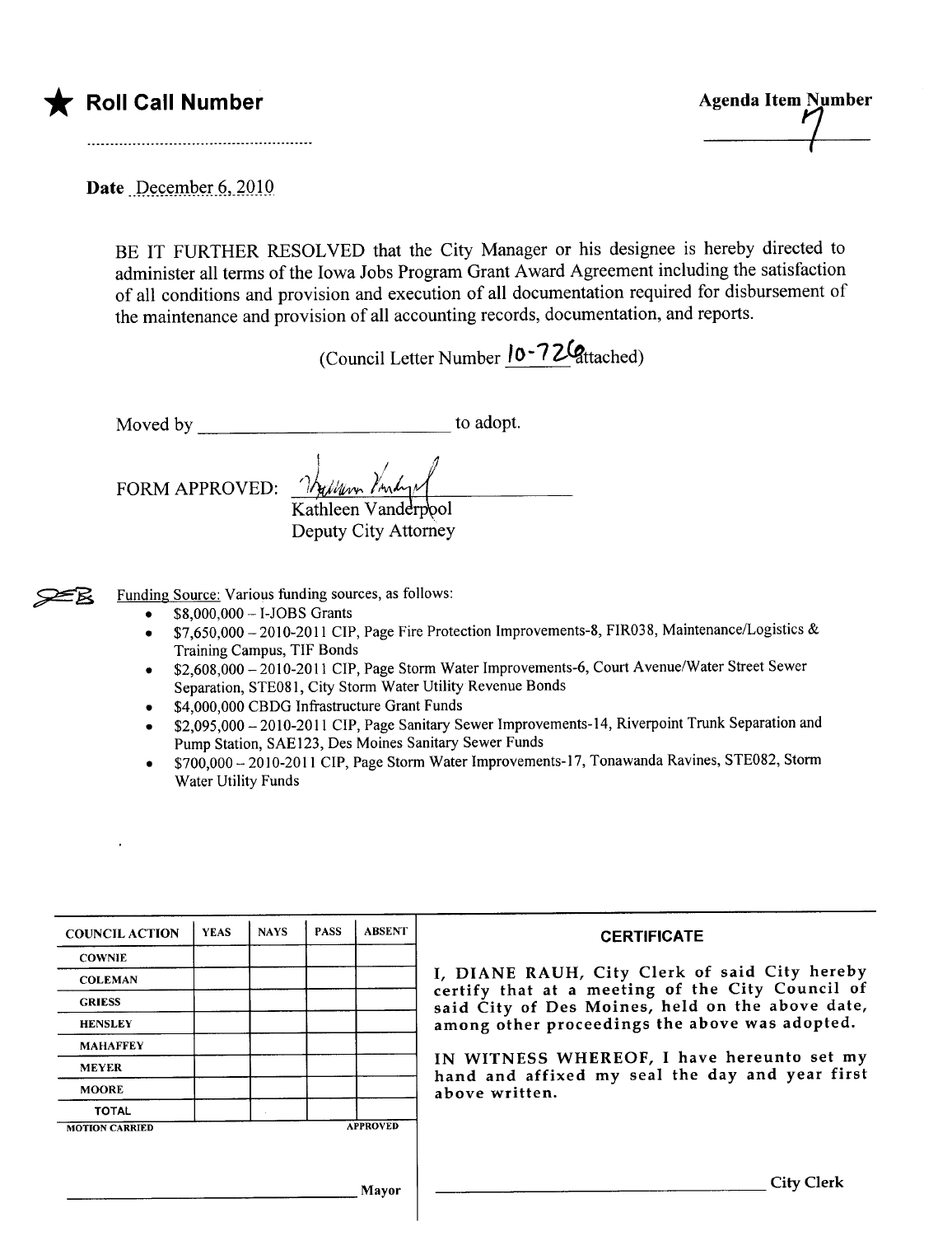★ **Roll Call Number**

---

**Agenda Item Number**

7

**Date** December 6, 2010

BE IT FURTHER RESOLVED that the City Manager or his designee is hereby directed to administer all terms of the Iowa Jobs Program Grant Award Agreement including the satisfaction of all conditions and provision and execution of all documentation required for disbursement of the maintenance and provision of all accounting records, documentation, and reports.

(Council Letter Number 10-726 attached)

Moved by ___________________________ to adopt.

FORM APPROVED: Kathleen Vanderpool
Kathleen Vanderpool
Deputy City Attorney

Funding Source: Various funding sources, as follows:

- $8,000,000 – I-JOBS Grants
- $7,650,000 – 2010-2011 CIP, Page Fire Protection Improvements-8, FIR038, Maintenance/Logistics & Training Campus, TIF Bonds
- $2,608,000 – 2010-2011 CIP, Page Storm Water Improvements-6, Court Avenue/Water Street Sewer Separation, STE081, City Storm Water Utility Revenue Bonds
- $4,000,000 CBDG Infrastructure Grant Funds
- $2,095,000 – 2010-2011 CIP, Page Sanitary Sewer Improvements-14, Riverpoint Trunk Separation and Pump Station, SAE123, Des Moines Sanitary Sewer Funds
- $700,000 – 2010-2011 CIP, Page Storm Water Improvements-17, Tonawanda Ravines, STE082, Storm Water Utility Funds

| COUNCIL ACTION | YEAS | NAYS | PASS | ABSENT |
|---|---|---|---|---|
| COWNIE | | | | |
| COLEMAN | | | | |
| GRIESS | | | | |
| HENSLEY | | | | |
| MAHAFFEY | | | | |
| MEYER | | | | |
| MOORE | | | | |
| TOTAL | | | | |
| MOTION CARRIED | | | | APPROVED |

___________________________ Mayor

**CERTIFICATE**

I, DIANE RAUH, City Clerk of said City hereby certify that at a meeting of the City Council of said City of Des Moines, held on the above date, among other proceedings the above was adopted.

IN WITNESS WHEREOF, I have hereunto set my hand and affixed my seal the day and year first above written.

___________________________ City Clerk